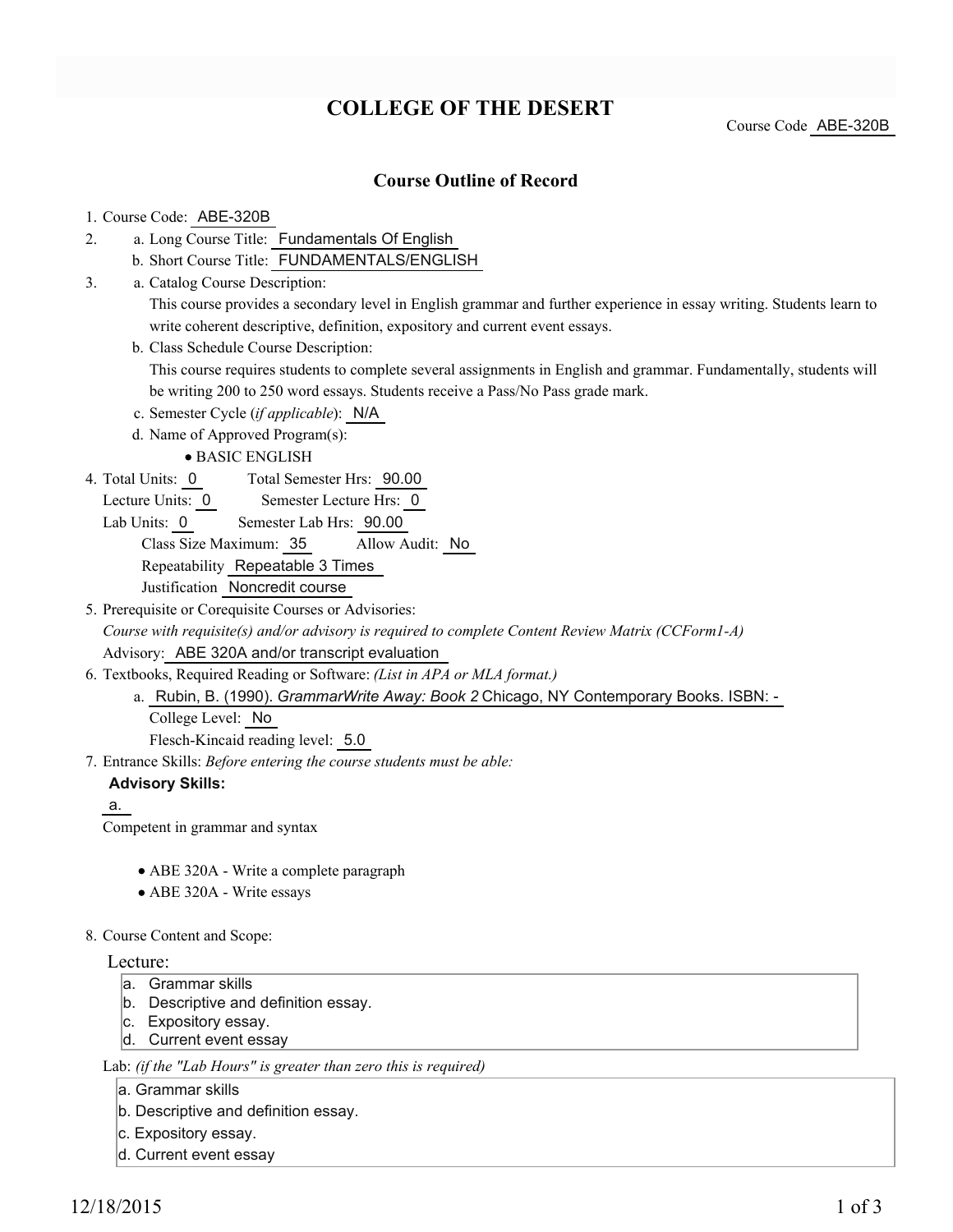# COLLEGE OF THE DESERT

Course Code ABE-320B

## Course Outline of Record

1. Course Code: ABE-320B
2. a. Long Course Title: Fundamentals Of English
   b. Short Course Title: FUNDAMENTALS/ENGLISH
3. a. Catalog Course Description:
   This course provides a secondary level in English grammar and further experience in essay writing. Students learn to write coherent descriptive, definition, expository and current event essays.
   b. Class Schedule Course Description:
   This course requires students to complete several assignments in English and grammar. Fundamentally, students will be writing 200 to 250 word essays. Students receive a Pass/No Pass grade mark.
   c. Semester Cycle (*if applicable*): N/A
   d. Name of Approved Program(s):
   - BASIC ENGLISH
4. Total Units: 0 Total Semester Hrs: 90.00
   Lecture Units: 0 Semester Lecture Hrs: 0
   Lab Units: 0 Semester Lab Hrs: 90.00
   Class Size Maximum: 35 Allow Audit: No
   Repeatability Repeatable 3 Times
   Justification Noncredit course
5. Prerequisite or Corequisite Courses or Advisories:
   *Course with requisite(s) and/or advisory is required to complete Content Review Matrix (CCForm1-A)*
   Advisory: ABE 320A and/or transcript evaluation
6. Textbooks, Required Reading or Software: *(List in APA or MLA format.)*
   a. Rubin, B. (1990). *GrammarWrite Away: Book 2* Chicago, NY Contemporary Books. ISBN: -
   College Level: No
   Flesch-Kincaid reading level: 5.0
7. Entrance Skills: *Before entering the course students must be able:*

   **Advisory Skills:**

   a.
   Competent in grammar and syntax
   - ABE 320A - Write a complete paragraph
   - ABE 320A - Write essays
8. Course Content and Scope:

   Lecture:
   a. Grammar skills
   b. Descriptive and definition essay.
   c. Expository essay.
   d. Current event essay

   Lab: *(if the "Lab Hours" is greater than zero this is required)*
   a. Grammar skills
   b. Descriptive and definition essay.
   c. Expository essay.
   d. Current event essay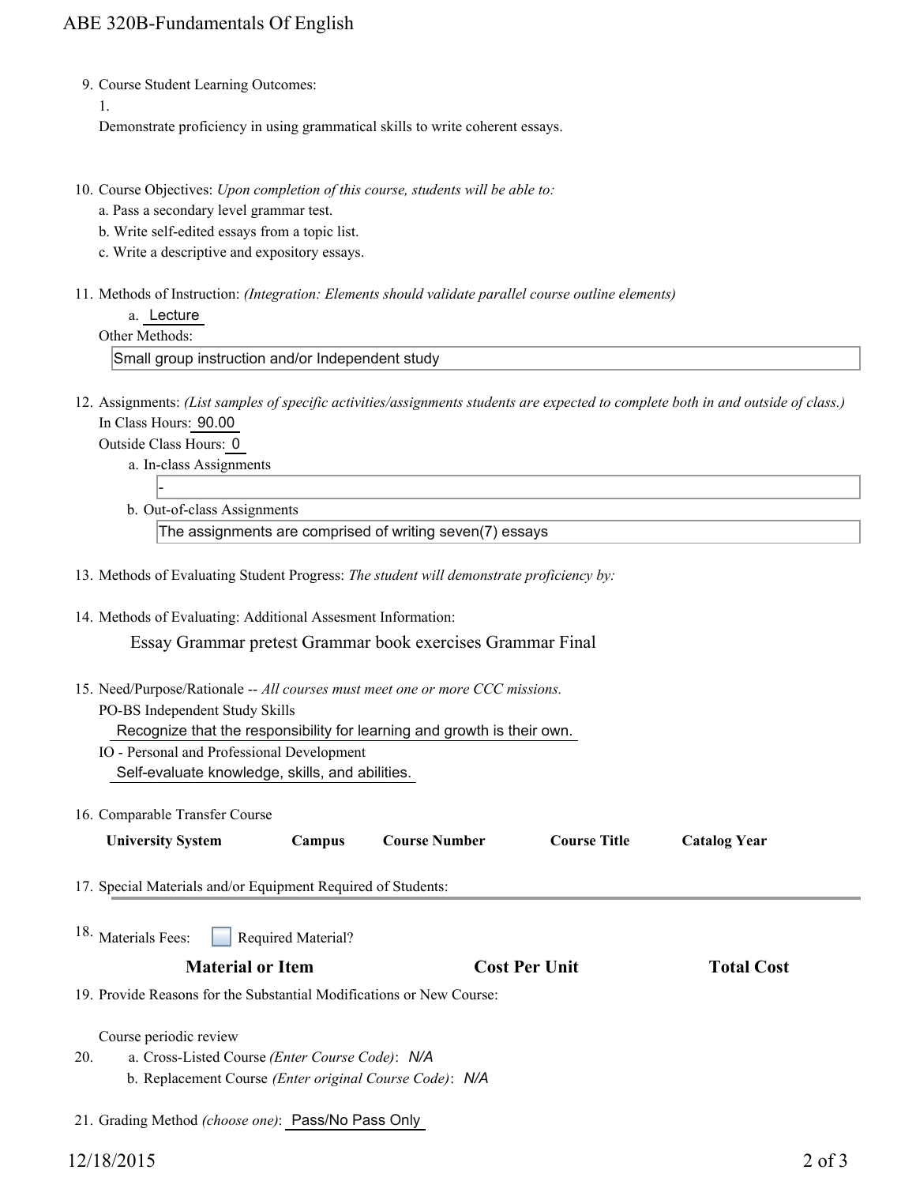9. Course Student Learning Outcomes:

   1.

   Demonstrate proficiency in using grammatical skills to write coherent essays.

10. Course Objectives: *Upon completion of this course, students will be able to:*

    a. Pass a secondary level grammar test.

    b. Write self-edited essays from a topic list.

    c. Write a descriptive and expository essays.

11. Methods of Instruction: *(Integration: Elements should validate parallel course outline elements)*

    a. Lecture

    Other Methods:

    Small group instruction and/or Independent study

12. Assignments: *(List samples of specific activities/assignments students are expected to complete both in and outside of class.)*

    In Class Hours: 90.00

    Outside Class Hours: 0

    a. In-class Assignments

       -

    b. Out-of-class Assignments

       The assignments are comprised of writing seven(7) essays

13. Methods of Evaluating Student Progress: *The student will demonstrate proficiency by:*

14. Methods of Evaluating: Additional Assesment Information:

    Essay Grammar pretest Grammar book exercises Grammar Final

15. Need/Purpose/Rationale -- *All courses must meet one or more CCC missions.*

    PO-BS Independent Study Skills

    Recognize that the responsibility for learning and growth is their own.

    IO - Personal and Professional Development

    Self-evaluate knowledge, skills, and abilities.

16. Comparable Transfer Course

| University System | Campus | Course Number | Course Title | Catalog Year |
|---|---|---|---|---|

17. Special Materials and/or Equipment Required of Students:

18. Materials Fees: ☐ Required Material?

| Material or Item | Cost Per Unit | Total Cost |
|---|---|---|

19. Provide Reasons for the Substantial Modifications or New Course:

    Course periodic review

20. a. Cross-Listed Course *(Enter Course Code)*: *N/A*

    b. Replacement Course *(Enter original Course Code)*: *N/A*

21. Grading Method *(choose one)*: Pass/No Pass Only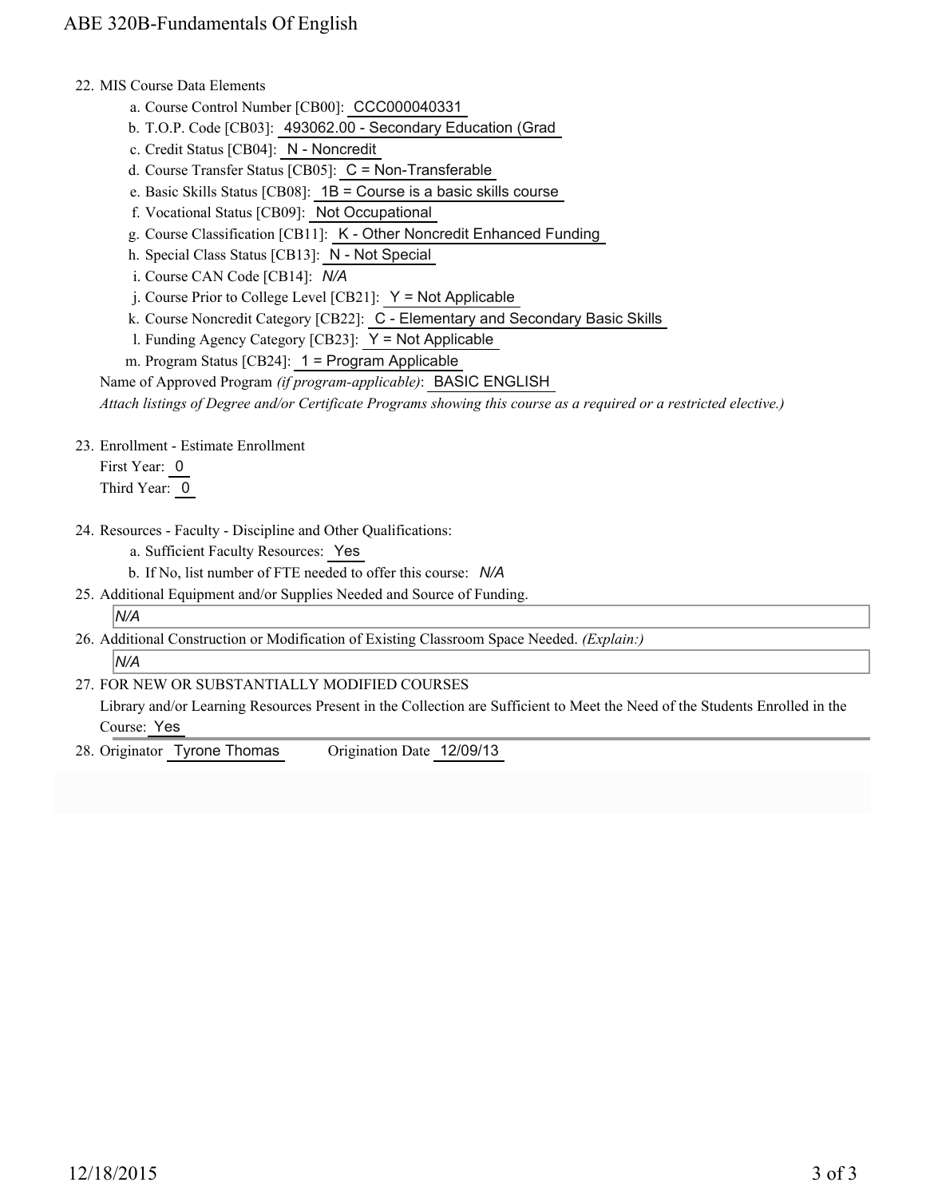22. MIS Course Data Elements
    a. Course Control Number [CB00]: CCC000040331
    b. T.O.P. Code [CB03]: 493062.00 - Secondary Education (Grad
    c. Credit Status [CB04]: N - Noncredit
    d. Course Transfer Status [CB05]: C = Non-Transferable
    e. Basic Skills Status [CB08]: 1B = Course is a basic skills course
    f. Vocational Status [CB09]: Not Occupational
    g. Course Classification [CB11]: K - Other Noncredit Enhanced Funding
    h. Special Class Status [CB13]: N - Not Special
    i. Course CAN Code [CB14]: *N/A*
    j. Course Prior to College Level [CB21]: Y = Not Applicable
    k. Course Noncredit Category [CB22]: C - Elementary and Secondary Basic Skills
    l. Funding Agency Category [CB23]: Y = Not Applicable
    m. Program Status [CB24]: 1 = Program Applicable

    Name of Approved Program *(if program-applicable)*: BASIC ENGLISH

    *Attach listings of Degree and/or Certificate Programs showing this course as a required or a restricted elective.)*

23. Enrollment - Estimate Enrollment

    First Year: 0

    Third Year: 0

24. Resources - Faculty - Discipline and Other Qualifications:
    a. Sufficient Faculty Resources: Yes
    b. If No, list number of FTE needed to offer this course: *N/A*
25. Additional Equipment and/or Supplies Needed and Source of Funding.

    *N/A*
26. Additional Construction or Modification of Existing Classroom Space Needed. *(Explain:)*

    *N/A*
27. FOR NEW OR SUBSTANTIALLY MODIFIED COURSES

    Library and/or Learning Resources Present in the Collection are Sufficient to Meet the Need of the Students Enrolled in the Course: Yes
28. Originator Tyrone Thomas Origination Date 12/09/13